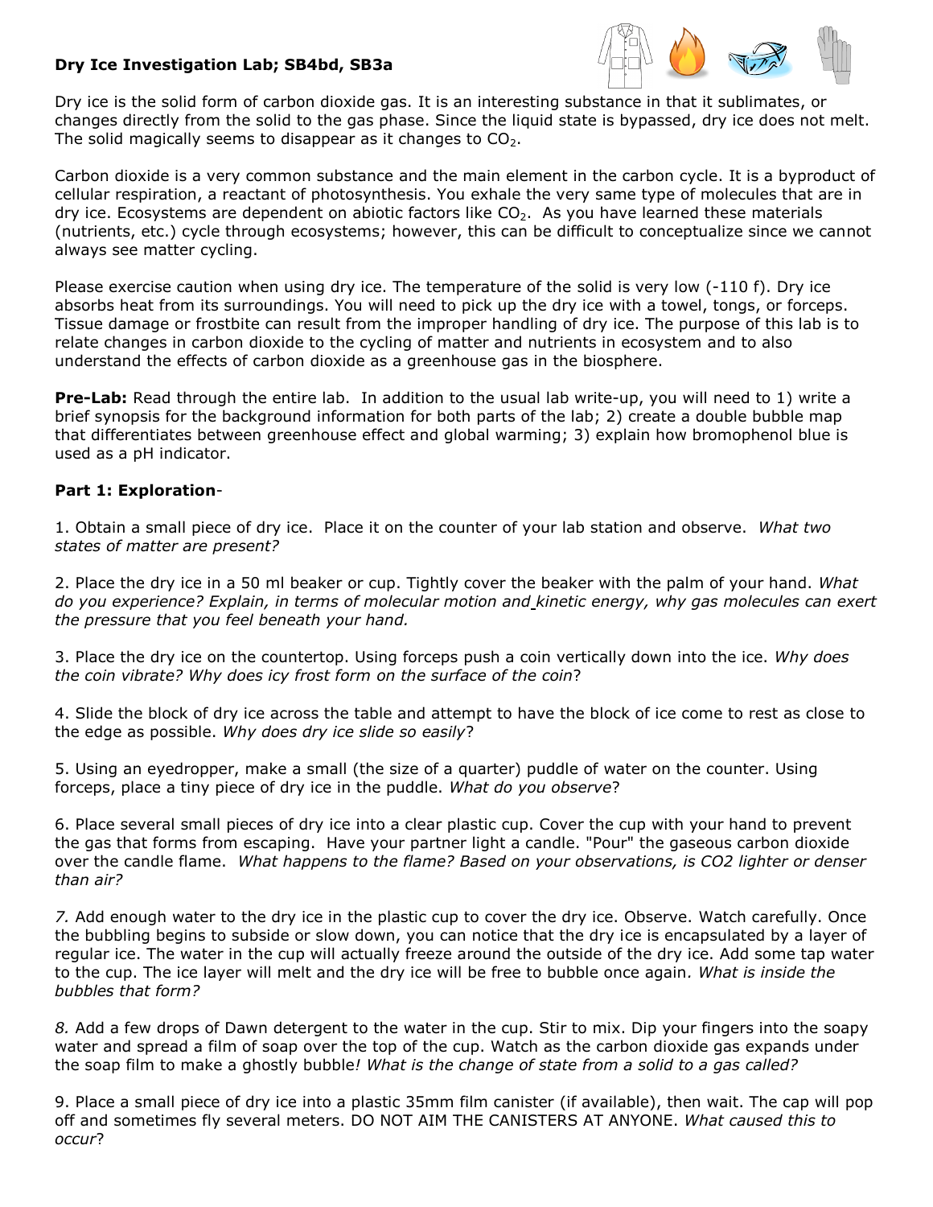**Dry Ice Investigation Lab; SB4bd, SB3a**

Dry ice is the solid form of carbon dioxide gas. It is an interesting substance in that it sublimates, or changes directly from the solid to the gas phase. Since the liquid state is bypassed, dry ice does not melt. The solid magically seems to disappear as it changes to $CO_2$.

Carbon dioxide is a very common substance and the main element in the carbon cycle. It is a byproduct of cellular respiration, a reactant of photosynthesis. You exhale the very same type of molecules that are in dry ice. Ecosystems are dependent on abiotic factors like $CO_2$. As you have learned these materials (nutrients, etc.) cycle through ecosystems; however, this can be difficult to conceptualize since we cannot always see matter cycling.

Please exercise caution when using dry ice. The temperature of the solid is very low (-110 f). Dry ice absorbs heat from its surroundings. You will need to pick up the dry ice with a towel, tongs, or forceps. Tissue damage or frostbite can result from the improper handling of dry ice. The purpose of this lab is to relate changes in carbon dioxide to the cycling of matter and nutrients in ecosystem and to also understand the effects of carbon dioxide as a greenhouse gas in the biosphere.

**Pre-Lab:** Read through the entire lab. In addition to the usual lab write-up, you will need to 1) write a brief synopsis for the background information for both parts of the lab; 2) create a double bubble map that differentiates between greenhouse effect and global warming; 3) explain how bromophenol blue is used as a pH indicator.

**Part 1: Exploration**-

1. Obtain a small piece of dry ice. Place it on the counter of your lab station and observe. *What two states of matter are present?*

2. Place the dry ice in a 50 ml beaker or cup. Tightly cover the beaker with the palm of your hand. *What do you experience? Explain, in terms of molecular motion and kinetic energy, why gas molecules can exert the pressure that you feel beneath your hand.*

3. Place the dry ice on the countertop. Using forceps push a coin vertically down into the ice. *Why does the coin vibrate? Why does icy frost form on the surface of the coin*?

4. Slide the block of dry ice across the table and attempt to have the block of ice come to rest as close to the edge as possible. *Why does dry ice slide so easily*?

5. Using an eyedropper, make a small (the size of a quarter) puddle of water on the counter. Using forceps, place a tiny piece of dry ice in the puddle. *What do you observe*?

6. Place several small pieces of dry ice into a clear plastic cup. Cover the cup with your hand to prevent the gas that forms from escaping. Have your partner light a candle. "Pour" the gaseous carbon dioxide over the candle flame. *What happens to the flame? Based on your observations, is CO2 lighter or denser than air?*

7. Add enough water to the dry ice in the plastic cup to cover the dry ice. Observe. Watch carefully. Once the bubbling begins to subside or slow down, you can notice that the dry ice is encapsulated by a layer of regular ice. The water in the cup will actually freeze around the outside of the dry ice. Add some tap water to the cup. The ice layer will melt and the dry ice will be free to bubble once again*. What is inside the bubbles that form?*

8. Add a few drops of Dawn detergent to the water in the cup. Stir to mix. Dip your fingers into the soapy water and spread a film of soap over the top of the cup. Watch as the carbon dioxide gas expands under the soap film to make a ghostly bubble*! What is the change of state from a solid to a gas called?*

9. Place a small piece of dry ice into a plastic 35mm film canister (if available), then wait. The cap will pop off and sometimes fly several meters. DO NOT AIM THE CANISTERS AT ANYONE. *What caused this to occur*?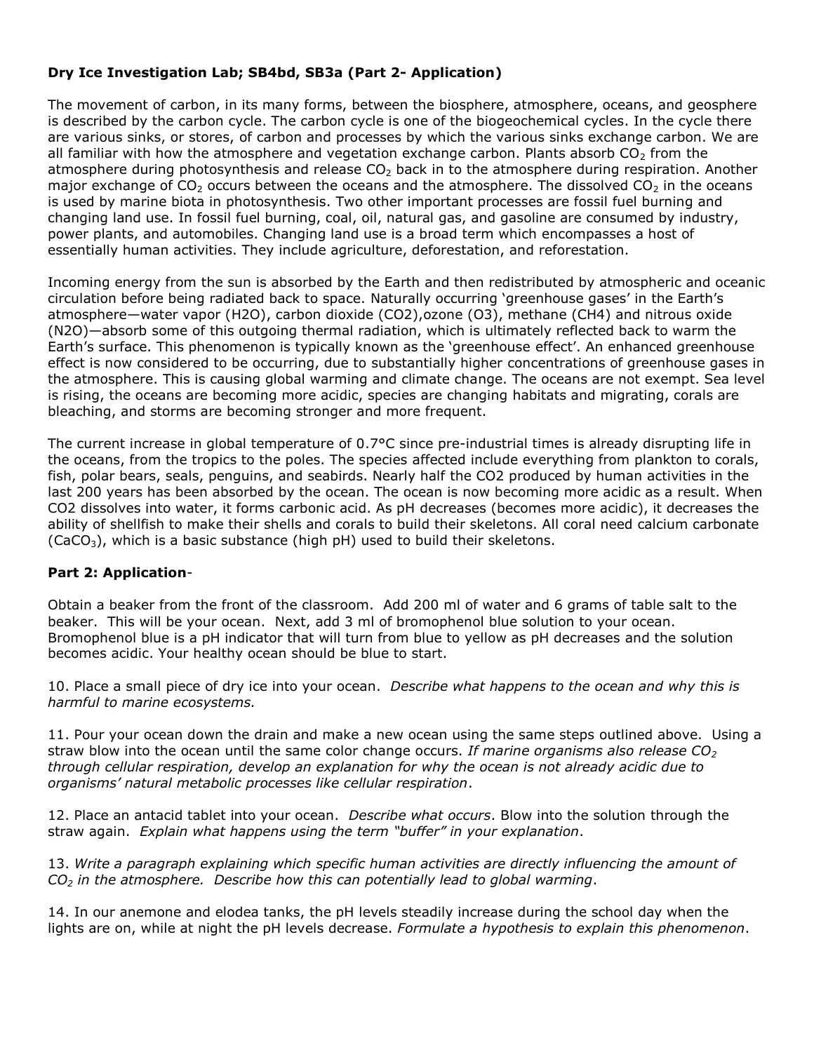**Dry Ice Investigation Lab; SB4bd, SB3a (Part 2- Application)**

The movement of carbon, in its many forms, between the biosphere, atmosphere, oceans, and geosphere is described by the carbon cycle. The carbon cycle is one of the biogeochemical cycles. In the cycle there are various sinks, or stores, of carbon and processes by which the various sinks exchange carbon. We are all familiar with how the atmosphere and vegetation exchange carbon. Plants absorb $CO_2$ from the atmosphere during photosynthesis and release $CO_2$ back in to the atmosphere during respiration. Another major exchange of $CO_2$ occurs between the oceans and the atmosphere. The dissolved $CO_2$ in the oceans is used by marine biota in photosynthesis. Two other important processes are fossil fuel burning and changing land use. In fossil fuel burning, coal, oil, natural gas, and gasoline are consumed by industry, power plants, and automobiles. Changing land use is a broad term which encompasses a host of essentially human activities. They include agriculture, deforestation, and reforestation.

Incoming energy from the sun is absorbed by the Earth and then redistributed by atmospheric and oceanic circulation before being radiated back to space. Naturally occurring 'greenhouse gases' in the Earth's atmosphere—water vapor (H2O), carbon dioxide (CO2),ozone (O3), methane (CH4) and nitrous oxide (N2O)—absorb some of this outgoing thermal radiation, which is ultimately reflected back to warm the Earth's surface. This phenomenon is typically known as the 'greenhouse effect'. An enhanced greenhouse effect is now considered to be occurring, due to substantially higher concentrations of greenhouse gases in the atmosphere. This is causing global warming and climate change. The oceans are not exempt. Sea level is rising, the oceans are becoming more acidic, species are changing habitats and migrating, corals are bleaching, and storms are becoming stronger and more frequent.

The current increase in global temperature of 0.7°C since pre-industrial times is already disrupting life in the oceans, from the tropics to the poles. The species affected include everything from plankton to corals, fish, polar bears, seals, penguins, and seabirds. Nearly half the CO2 produced by human activities in the last 200 years has been absorbed by the ocean. The ocean is now becoming more acidic as a result. When CO2 dissolves into water, it forms carbonic acid. As pH decreases (becomes more acidic), it decreases the ability of shellfish to make their shells and corals to build their skeletons. All coral need calcium carbonate ($CaCO_3$), which is a basic substance (high pH) used to build their skeletons.

**Part 2: Application**-

Obtain a beaker from the front of the classroom. Add 200 ml of water and 6 grams of table salt to the beaker. This will be your ocean. Next, add 3 ml of bromophenol blue solution to your ocean. Bromophenol blue is a pH indicator that will turn from blue to yellow as pH decreases and the solution becomes acidic. Your healthy ocean should be blue to start.

10. Place a small piece of dry ice into your ocean. *Describe what happens to the ocean and why this is harmful to marine ecosystems.*

11. Pour your ocean down the drain and make a new ocean using the same steps outlined above. Using a straw blow into the ocean until the same color change occurs. *If marine organisms also release $CO_2$ through cellular respiration, develop an explanation for why the ocean is not already acidic due to organisms' natural metabolic processes like cellular respiration*.

12. Place an antacid tablet into your ocean. *Describe what occurs*. Blow into the solution through the straw again. *Explain what happens using the term "buffer" in your explanation*.

13. *Write a paragraph explaining which specific human activities are directly influencing the amount of $CO_2$ in the atmosphere. Describe how this can potentially lead to global warming*.

14. In our anemone and elodea tanks, the pH levels steadily increase during the school day when the lights are on, while at night the pH levels decrease. *Formulate a hypothesis to explain this phenomenon*.